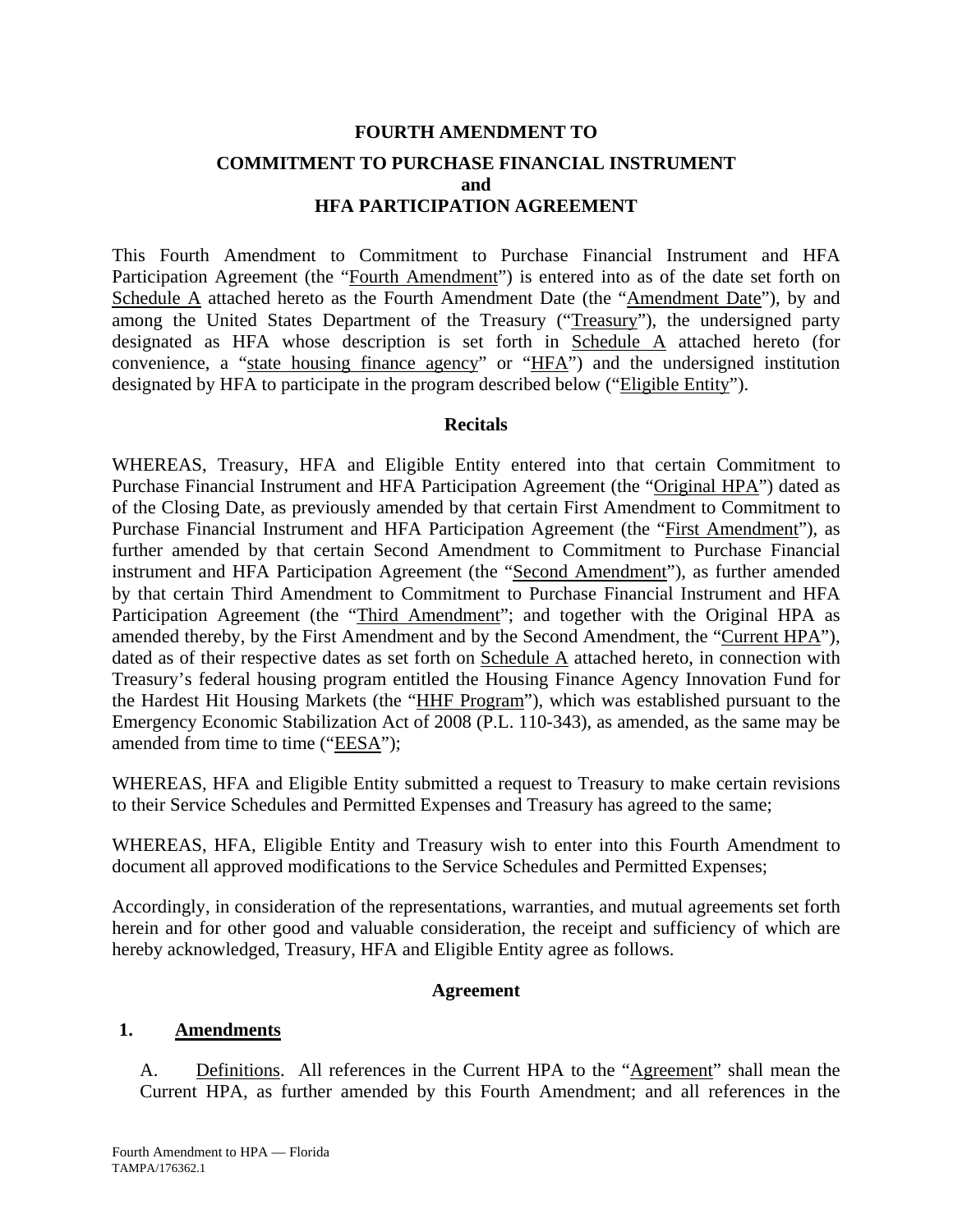# FOURTH AMENDMENT TO

## COMMITMENT TO PURCHASE FINANCIAL INSTRUMENT and HFA PARTICIPATION AGREEMENT

This Fourth Amendment to Commitment to Purchase Financial Instrument and HFA Participation Agreement (the "Fourth Amendment") is entered into as of the date set forth on Schedule A attached hereto as the Fourth Amendment Date (the "Amendment Date"), by and among the United States Department of the Treasury ("Treasury"), the undersigned party designated as HFA whose description is set forth in Schedule A attached hereto (for convenience, a "state housing finance agency" or "HFA") and the undersigned institution designated by HFA to participate in the program described below ("Eligible Entity").

### Recitals

WHEREAS, Treasury, HFA and Eligible Entity entered into that certain Commitment to Purchase Financial Instrument and HFA Participation Agreement (the "Original HPA") dated as of the Closing Date, as previously amended by that certain First Amendment to Commitment to Purchase Financial Instrument and HFA Participation Agreement (the "First Amendment"), as further amended by that certain Second Amendment to Commitment to Purchase Financial instrument and HFA Participation Agreement (the "Second Amendment"), as further amended by that certain Third Amendment to Commitment to Purchase Financial Instrument and HFA Participation Agreement (the "Third Amendment"; and together with the Original HPA as amended thereby, by the First Amendment and by the Second Amendment, the "Current HPA"), dated as of their respective dates as set forth on Schedule A attached hereto, in connection with Treasury's federal housing program entitled the Housing Finance Agency Innovation Fund for the Hardest Hit Housing Markets (the "HHF Program"), which was established pursuant to the Emergency Economic Stabilization Act of 2008 (P.L. 110-343), as amended, as the same may be amended from time to time ("EESA");

WHEREAS, HFA and Eligible Entity submitted a request to Treasury to make certain revisions to their Service Schedules and Permitted Expenses and Treasury has agreed to the same;

WHEREAS, HFA, Eligible Entity and Treasury wish to enter into this Fourth Amendment to document all approved modifications to the Service Schedules and Permitted Expenses;

Accordingly, in consideration of the representations, warranties, and mutual agreements set forth herein and for other good and valuable consideration, the receipt and sufficiency of which are hereby acknowledged, Treasury, HFA and Eligible Entity agree as follows.

### Agreement

**1. Amendments**

A. Definitions. All references in the Current HPA to the "Agreement" shall mean the Current HPA, as further amended by this Fourth Amendment; and all references in the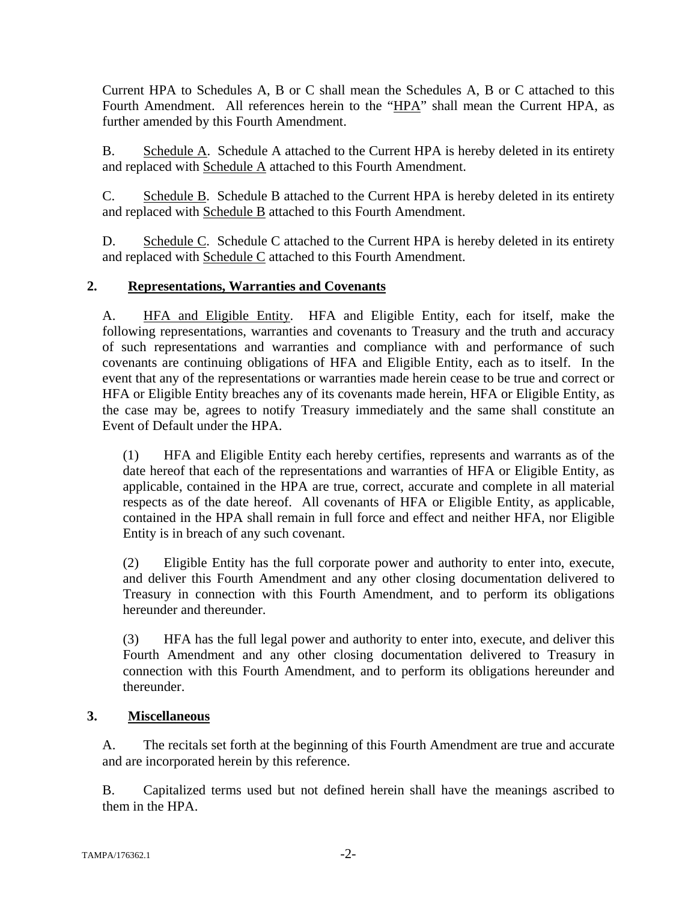Current HPA to Schedules A, B or C shall mean the Schedules A, B or C attached to this Fourth Amendment. All references herein to the "HPA" shall mean the Current HPA, as further amended by this Fourth Amendment.

B. Schedule A. Schedule A attached to the Current HPA is hereby deleted in its entirety and replaced with Schedule A attached to this Fourth Amendment.

C. Schedule B. Schedule B attached to the Current HPA is hereby deleted in its entirety and replaced with Schedule B attached to this Fourth Amendment.

D. Schedule C. Schedule C attached to the Current HPA is hereby deleted in its entirety and replaced with Schedule C attached to this Fourth Amendment.

## 2. Representations, Warranties and Covenants

A. HFA and Eligible Entity. HFA and Eligible Entity, each for itself, make the following representations, warranties and covenants to Treasury and the truth and accuracy of such representations and warranties and compliance with and performance of such covenants are continuing obligations of HFA and Eligible Entity, each as to itself. In the event that any of the representations or warranties made herein cease to be true and correct or HFA or Eligible Entity breaches any of its covenants made herein, HFA or Eligible Entity, as the case may be, agrees to notify Treasury immediately and the same shall constitute an Event of Default under the HPA.

(1) HFA and Eligible Entity each hereby certifies, represents and warrants as of the date hereof that each of the representations and warranties of HFA or Eligible Entity, as applicable, contained in the HPA are true, correct, accurate and complete in all material respects as of the date hereof. All covenants of HFA or Eligible Entity, as applicable, contained in the HPA shall remain in full force and effect and neither HFA, nor Eligible Entity is in breach of any such covenant.

(2) Eligible Entity has the full corporate power and authority to enter into, execute, and deliver this Fourth Amendment and any other closing documentation delivered to Treasury in connection with this Fourth Amendment, and to perform its obligations hereunder and thereunder.

(3) HFA has the full legal power and authority to enter into, execute, and deliver this Fourth Amendment and any other closing documentation delivered to Treasury in connection with this Fourth Amendment, and to perform its obligations hereunder and thereunder.

## 3. Miscellaneous

A. The recitals set forth at the beginning of this Fourth Amendment are true and accurate and are incorporated herein by this reference.

B. Capitalized terms used but not defined herein shall have the meanings ascribed to them in the HPA.

TAMPA/176362.1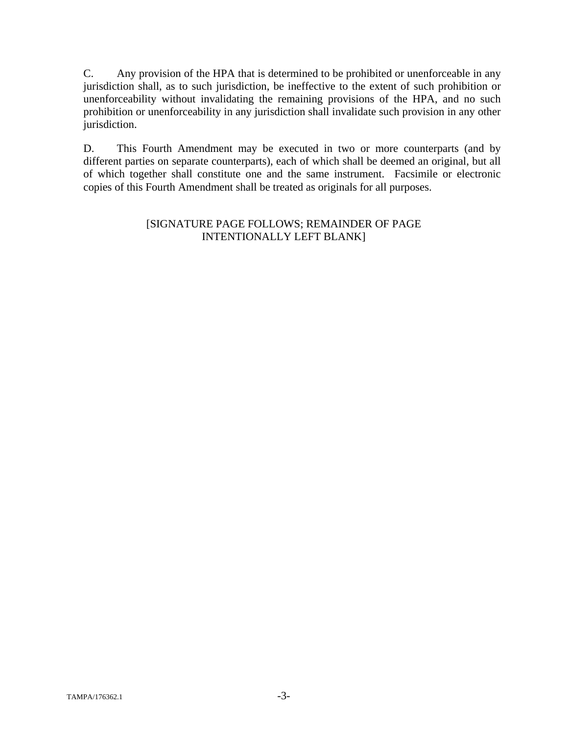C. Any provision of the HPA that is determined to be prohibited or unenforceable in any jurisdiction shall, as to such jurisdiction, be ineffective to the extent of such prohibition or unenforceability without invalidating the remaining provisions of the HPA, and no such prohibition or unenforceability in any jurisdiction shall invalidate such provision in any other jurisdiction.

D. This Fourth Amendment may be executed in two or more counterparts (and by different parties on separate counterparts), each of which shall be deemed an original, but all of which together shall constitute one and the same instrument. Facsimile or electronic copies of this Fourth Amendment shall be treated as originals for all purposes.

[SIGNATURE PAGE FOLLOWS; REMAINDER OF PAGE INTENTIONALLY LEFT BLANK]

TAMPA/176362.1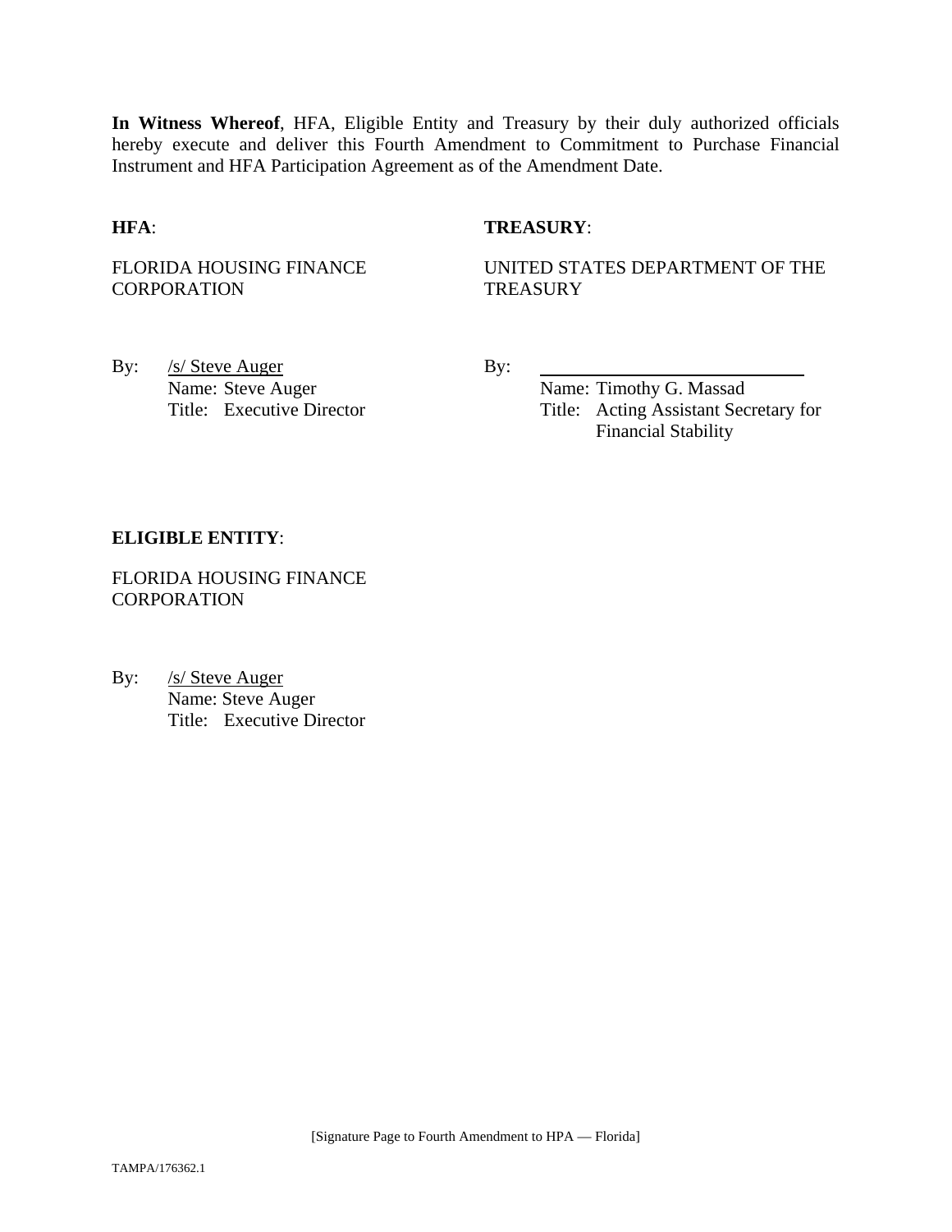**In Witness Whereof**, HFA, Eligible Entity and Treasury by their duly authorized officials hereby execute and deliver this Fourth Amendment to Commitment to Purchase Financial Instrument and HFA Participation Agreement as of the Amendment Date.

**HFA**:

FLORIDA HOUSING FINANCE CORPORATION

By: /s/ Steve Auger
Name: Steve Auger
Title: Executive Director

**TREASURY**:

UNITED STATES DEPARTMENT OF THE TREASURY

By: ____________________________
Name: Timothy G. Massad
Title: Acting Assistant Secretary for Financial Stability

**ELIGIBLE ENTITY**:

FLORIDA HOUSING FINANCE CORPORATION

By: /s/ Steve Auger
Name: Steve Auger
Title: Executive Director

[Signature Page to Fourth Amendment to HPA — Florida]

TAMPA/176362.1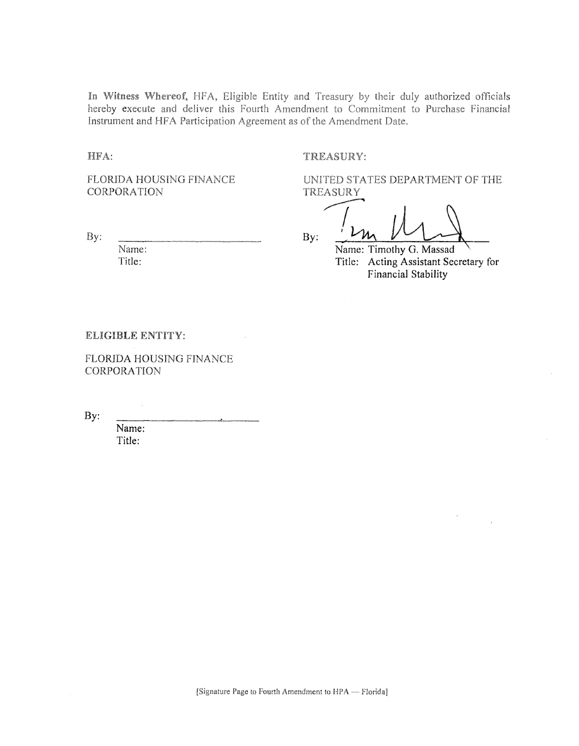**In Witness Whereof,** HFA, Eligible Entity and Treasury by their duly authorized officials hereby execute and deliver this Fourth Amendment to Commitment to Purchase Financial Instrument and HFA Participation Agreement as of the Amendment Date.

**HFA:**

FLORIDA HOUSING FINANCE CORPORATION

By: \_\_\_\_\_\_\_\_\_\_\_\_\_\_\_\_\_\_\_\_\_\_\_\_\_\_

Name:

Title:

**TREASURY:**

UNITED STATES DEPARTMENT OF THE TREASURY

By: \_\_\_\_\_\_\_\_\_\_\_\_\_\_\_\_\_\_\_\_\_\_\_\_\_\_

Name: Timothy G. Massad

Title: Acting Assistant Secretary for Financial Stability

**ELIGIBLE ENTITY:**

FLORIDA HOUSING FINANCE CORPORATION

By: \_\_\_\_\_\_\_\_\_\_\_\_\_\_\_\_\_\_\_\_\_\_\_\_\_\_

Name:

Title:

[Signature Page to Fourth Amendment to HPA — Florida]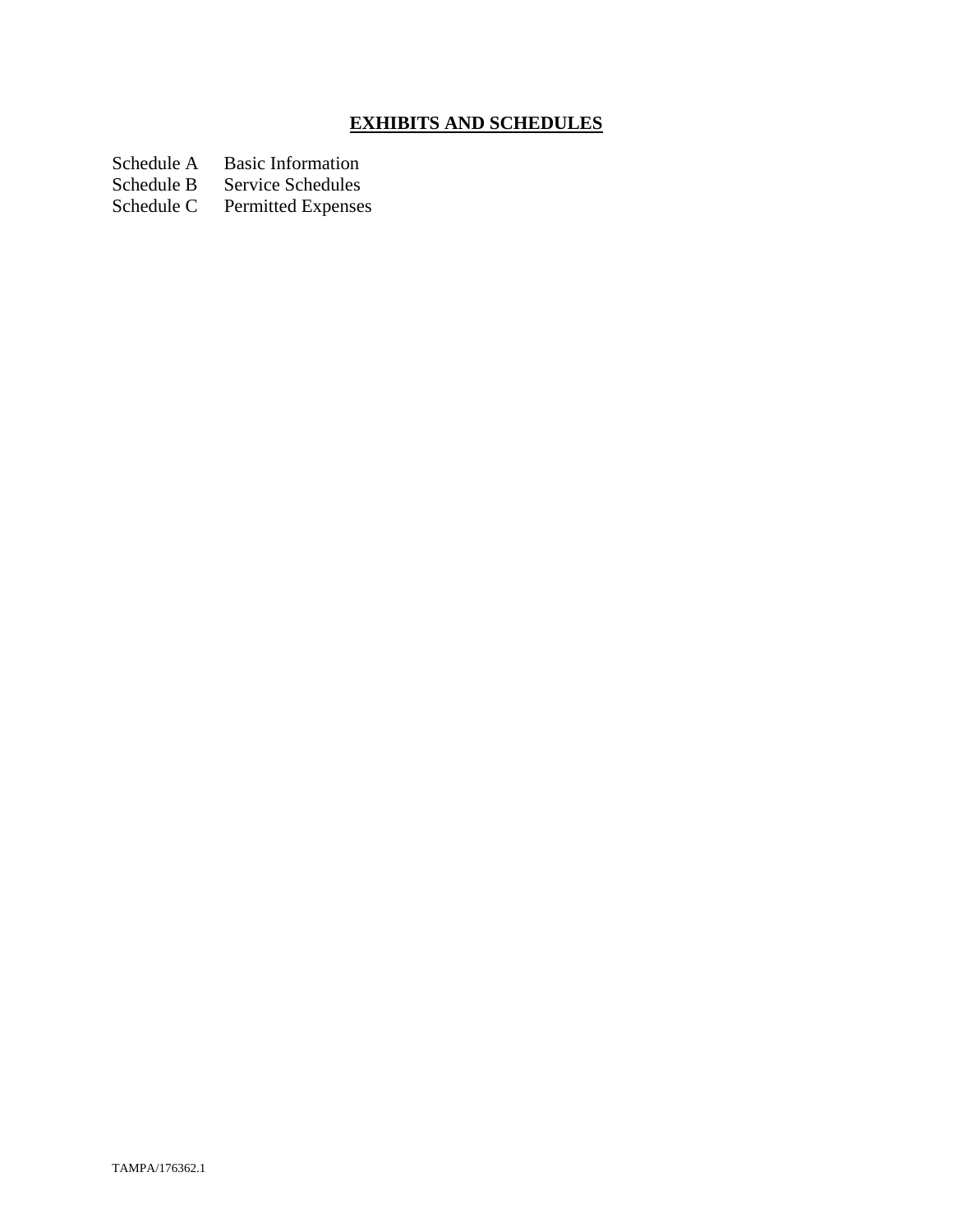# **EXHIBITS AND SCHEDULES**

Schedule A Basic Information
Schedule B Service Schedules
Schedule C Permitted Expenses

TAMPA/176362.1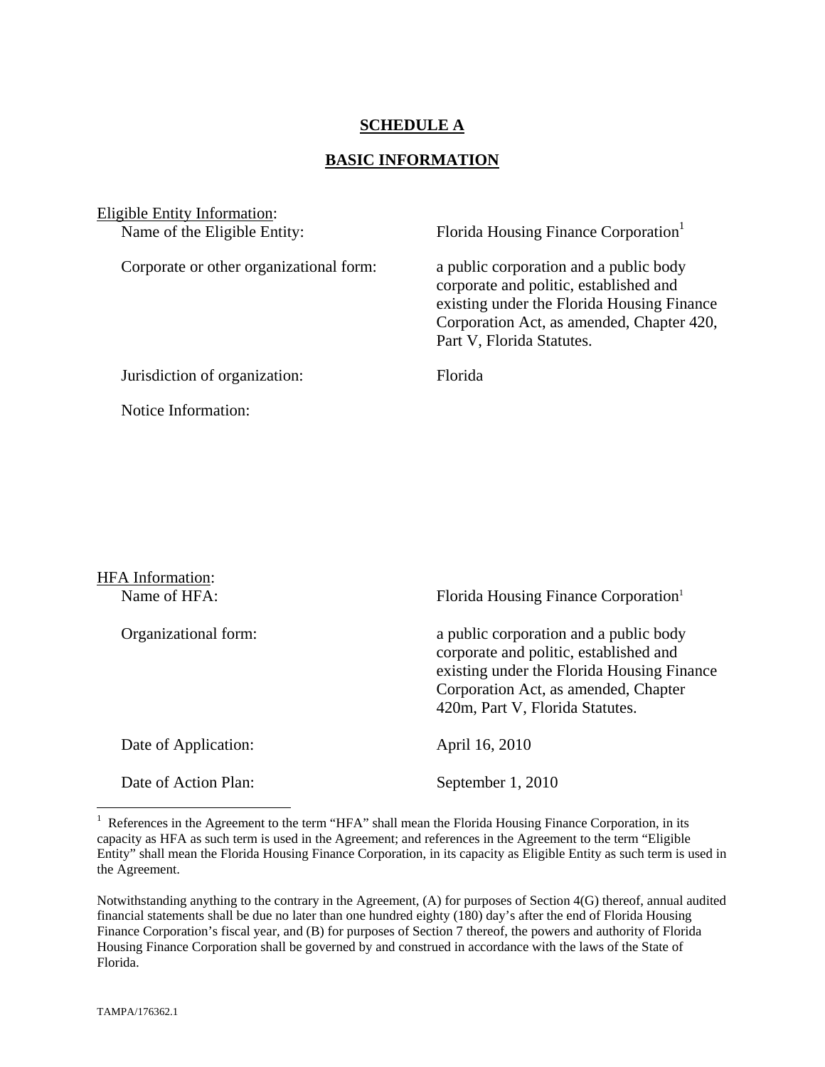**SCHEDULE A**

**BASIC INFORMATION**

Eligible Entity Information:

| | |
|---|---|
| Name of the Eligible Entity: | Florida Housing Finance Corporation[1] |
| Corporate or other organizational form: | a public corporation and a public body corporate and politic, established and existing under the Florida Housing Finance Corporation Act, as amended, Chapter 420, Part V, Florida Statutes. |
| Jurisdiction of organization: | Florida |
| Notice Information: | |

HFA Information:

| | |
|---|---|
| Name of HFA: | Florida Housing Finance Corporation[1] |
| Organizational form: | a public corporation and a public body corporate and politic, established and existing under the Florida Housing Finance Corporation Act, as amended, Chapter 420m, Part V, Florida Statutes. |
| Date of Application: | April 16, 2010 |
| Date of Action Plan: | September 1, 2010 |

[1] References in the Agreement to the term "HFA" shall mean the Florida Housing Finance Corporation, in its capacity as HFA as such term is used in the Agreement; and references in the Agreement to the term "Eligible Entity" shall mean the Florida Housing Finance Corporation, in its capacity as Eligible Entity as such term is used in the Agreement.

Notwithstanding anything to the contrary in the Agreement, (A) for purposes of Section 4(G) thereof, annual audited financial statements shall be due no later than one hundred eighty (180) day's after the end of Florida Housing Finance Corporation's fiscal year, and (B) for purposes of Section 7 thereof, the powers and authority of Florida Housing Finance Corporation shall be governed by and construed in accordance with the laws of the State of Florida.

TAMPA/176362.1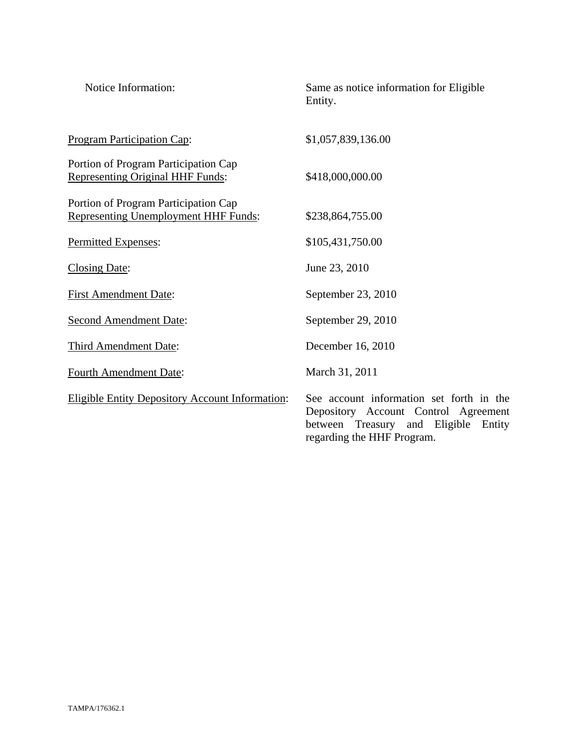| | |
|---|---|
| Notice Information: | Same as notice information for Eligible Entity. |
| <u>Program Participation Cap</u>: | $1,057,839,136.00 |
| Portion of Program Participation Cap <u>Representing Original HHF Funds</u>: | $418,000,000.00 |
| Portion of Program Participation Cap <u>Representing Unemployment HHF Funds</u>: | $238,864,755.00 |
| <u>Permitted Expenses</u>: | $105,431,750.00 |
| <u>Closing Date</u>: | June 23, 2010 |
| <u>First Amendment Date</u>: | September 23, 2010 |
| <u>Second Amendment Date</u>: | September 29, 2010 |
| <u>Third Amendment Date</u>: | December 16, 2010 |
| <u>Fourth Amendment Date</u>: | March 31, 2011 |
| <u>Eligible Entity Depository Account Information</u>: | See account information set forth in the Depository Account Control Agreement between Treasury and Eligible Entity regarding the HHF Program. |

TAMPA/176362.1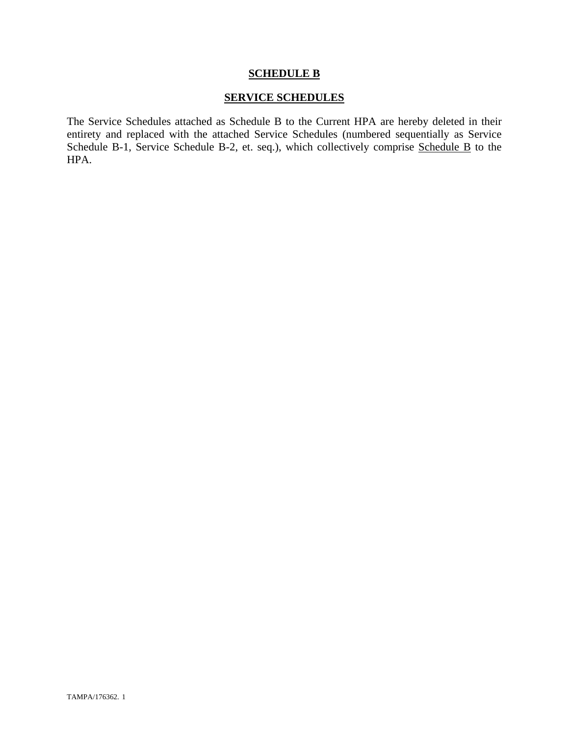## **SCHEDULE B**

## **SERVICE SCHEDULES**

The Service Schedules attached as Schedule B to the Current HPA are hereby deleted in their entirety and replaced with the attached Service Schedules (numbered sequentially as Service Schedule B-1, Service Schedule B-2, et. seq.), which collectively comprise Schedule B to the HPA.

TAMPA/176362. 1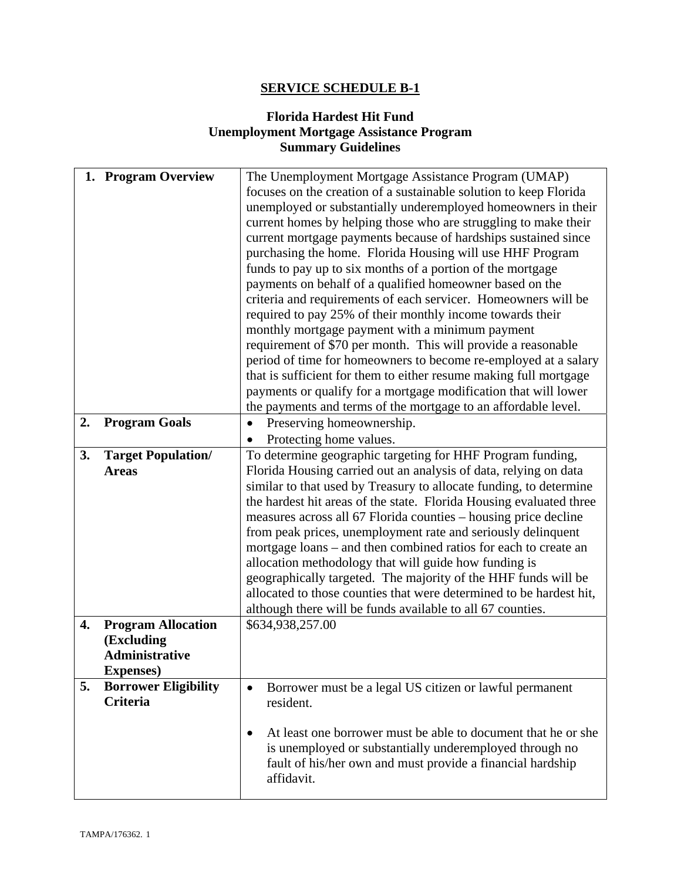## SERVICE SCHEDULE B-1

### Florida Hardest Hit Fund
### Unemployment Mortgage Assistance Program
### Summary Guidelines

| | |
|---|---|
| **1. Program Overview** | The Unemployment Mortgage Assistance Program (UMAP) focuses on the creation of a sustainable solution to keep Florida unemployed or substantially underemployed homeowners in their current homes by helping those who are struggling to make their current mortgage payments because of hardships sustained since purchasing the home. Florida Housing will use HHF Program funds to pay up to six months of a portion of the mortgage payments on behalf of a qualified homeowner based on the criteria and requirements of each servicer. Homeowners will be required to pay 25% of their monthly income towards their monthly mortgage payment with a minimum payment requirement of $70 per month. This will provide a reasonable period of time for homeowners to become re-employed at a salary that is sufficient for them to either resume making full mortgage payments or qualify for a mortgage modification that will lower the payments and terms of the mortgage to an affordable level. |
| **2. Program Goals** | • Preserving homeownership.<br>• Protecting home values. |
| **3. Target Population/ Areas** | To determine geographic targeting for HHF Program funding, Florida Housing carried out an analysis of data, relying on data similar to that used by Treasury to allocate funding, to determine the hardest hit areas of the state. Florida Housing evaluated three measures across all 67 Florida counties – housing price decline from peak prices, unemployment rate and seriously delinquent mortgage loans – and then combined ratios for each to create an allocation methodology that will guide how funding is geographically targeted. The majority of the HHF funds will be allocated to those counties that were determined to be hardest hit, although there will be funds available to all 67 counties. |
| **4. Program Allocation (Excluding Administrative Expenses)** | $634,938,257.00 |
| **5. Borrower Eligibility Criteria** | • Borrower must be a legal US citizen or lawful permanent resident.<br><br>• At least one borrower must be able to document that he or she is unemployed or substantially underemployed through no fault of his/her own and must provide a financial hardship affidavit. |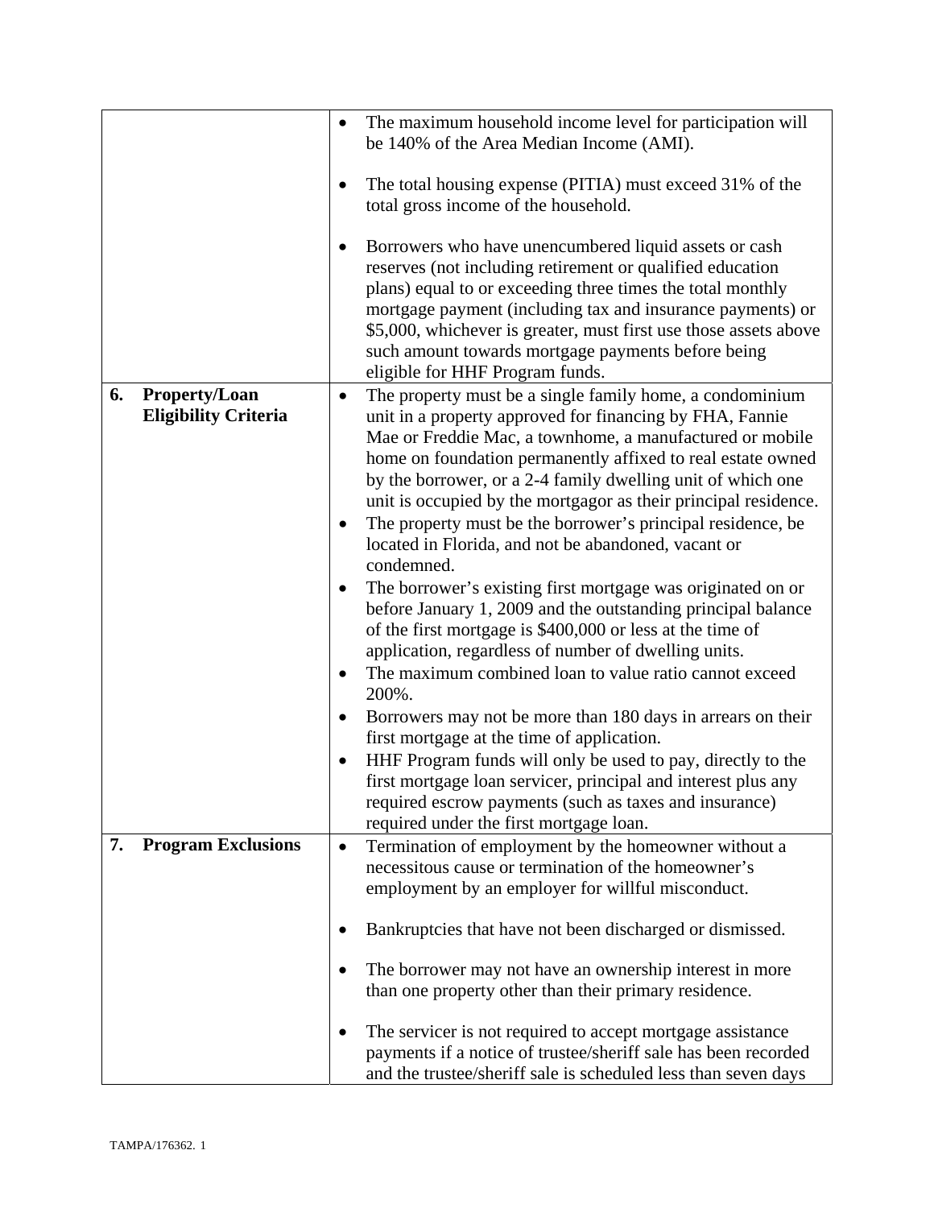| | |
|---|---|
| | • The maximum household income level for participation will be 140% of the Area Median Income (AMI).<br><br>• The total housing expense (PITIA) must exceed 31% of the total gross income of the household.<br><br>• Borrowers who have unencumbered liquid assets or cash reserves (not including retirement or qualified education plans) equal to or exceeding three times the total monthly mortgage payment (including tax and insurance payments) or \$5,000, whichever is greater, must first use those assets above such amount towards mortgage payments before being eligible for HHF Program funds. |
| **6. Property/Loan Eligibility Criteria** | • The property must be a single family home, a condominium unit in a property approved for financing by FHA, Fannie Mae or Freddie Mac, a townhome, a manufactured or mobile home on foundation permanently affixed to real estate owned by the borrower, or a 2-4 family dwelling unit of which one unit is occupied by the mortgagor as their principal residence.<br>• The property must be the borrower's principal residence, be located in Florida, and not be abandoned, vacant or condemned.<br>• The borrower's existing first mortgage was originated on or before January 1, 2009 and the outstanding principal balance of the first mortgage is \$400,000 or less at the time of application, regardless of number of dwelling units.<br>• The maximum combined loan to value ratio cannot exceed 200%.<br>• Borrowers may not be more than 180 days in arrears on their first mortgage at the time of application.<br>• HHF Program funds will only be used to pay, directly to the first mortgage loan servicer, principal and interest plus any required escrow payments (such as taxes and insurance) required under the first mortgage loan. |
| **7. Program Exclusions** | • Termination of employment by the homeowner without a necessitous cause or termination of the homeowner's employment by an employer for willful misconduct.<br><br>• Bankruptcies that have not been discharged or dismissed.<br><br>• The borrower may not have an ownership interest in more than one property other than their primary residence.<br><br>• The servicer is not required to accept mortgage assistance payments if a notice of trustee/sheriff sale has been recorded and the trustee/sheriff sale is scheduled less than seven days |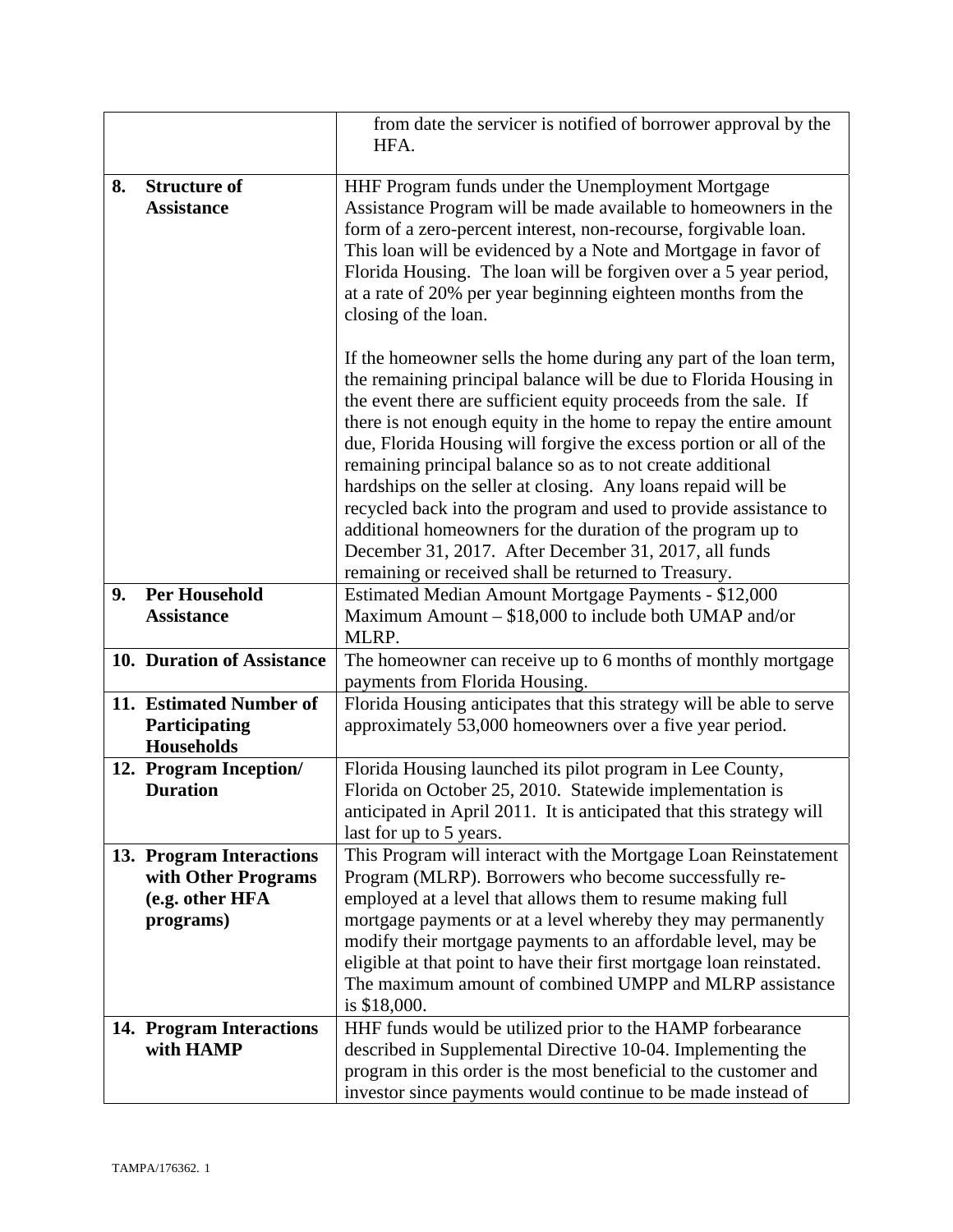| | |
|---|---|
| | from date the servicer is notified of borrower approval by the HFA. |
| **8. Structure of Assistance** | HHF Program funds under the Unemployment Mortgage Assistance Program will be made available to homeowners in the form of a zero-percent interest, non-recourse, forgivable loan. This loan will be evidenced by a Note and Mortgage in favor of Florida Housing. The loan will be forgiven over a 5 year period, at a rate of 20% per year beginning eighteen months from the closing of the loan.<br><br>If the homeowner sells the home during any part of the loan term, the remaining principal balance will be due to Florida Housing in the event there are sufficient equity proceeds from the sale. If there is not enough equity in the home to repay the entire amount due, Florida Housing will forgive the excess portion or all of the remaining principal balance so as to not create additional hardships on the seller at closing. Any loans repaid will be recycled back into the program and used to provide assistance to additional homeowners for the duration of the program up to December 31, 2017. After December 31, 2017, all funds remaining or received shall be returned to Treasury. |
| **9. Per Household Assistance** | Estimated Median Amount Mortgage Payments - $12,000<br>Maximum Amount – $18,000 to include both UMAP and/or MLRP. |
| **10. Duration of Assistance** | The homeowner can receive up to 6 months of monthly mortgage payments from Florida Housing. |
| **11. Estimated Number of Participating Households** | Florida Housing anticipates that this strategy will be able to serve approximately 53,000 homeowners over a five year period. |
| **12. Program Inception/ Duration** | Florida Housing launched its pilot program in Lee County, Florida on October 25, 2010. Statewide implementation is anticipated in April 2011. It is anticipated that this strategy will last for up to 5 years. |
| **13. Program Interactions with Other Programs (e.g. other HFA programs)** | This Program will interact with the Mortgage Loan Reinstatement Program (MLRP). Borrowers who become successfully re-employed at a level that allows them to resume making full mortgage payments or at a level whereby they may permanently modify their mortgage payments to an affordable level, may be eligible at that point to have their first mortgage loan reinstated. The maximum amount of combined UMPP and MLRP assistance is $18,000. |
| **14. Program Interactions with HAMP** | HHF funds would be utilized prior to the HAMP forbearance described in Supplemental Directive 10-04. Implementing the program in this order is the most beneficial to the customer and investor since payments would continue to be made instead of |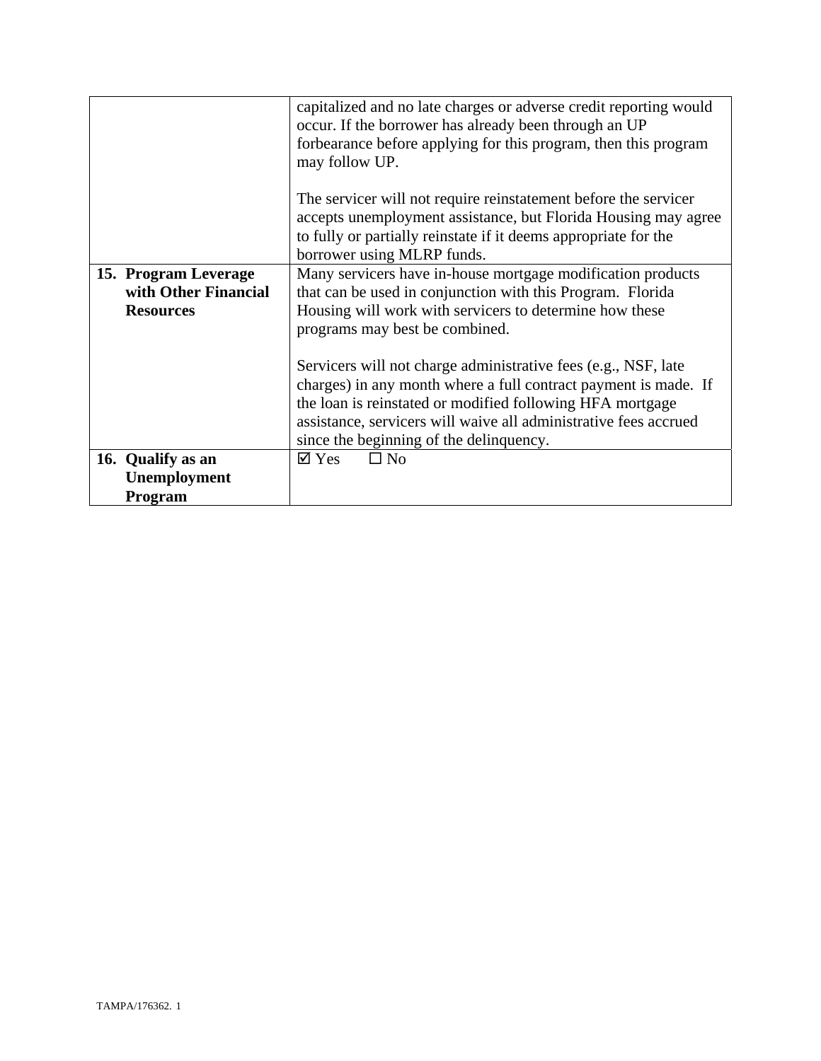| | |
|---|---|
| | capitalized and no late charges or adverse credit reporting would occur. If the borrower has already been through an UP forbearance before applying for this program, then this program may follow UP.<br><br>The servicer will not require reinstatement before the servicer accepts unemployment assistance, but Florida Housing may agree to fully or partially reinstate if it deems appropriate for the borrower using MLRP funds. |
| **15. Program Leverage with Other Financial Resources** | Many servicers have in-house mortgage modification products that can be used in conjunction with this Program. Florida Housing will work with servicers to determine how these programs may best be combined.<br><br>Servicers will not charge administrative fees (e.g., NSF, late charges) in any month where a full contract payment is made. If the loan is reinstated or modified following HFA mortgage assistance, servicers will waive all administrative fees accrued since the beginning of the delinquency. |
| **16. Qualify as an Unemployment Program** | ☑ Yes ☐ No |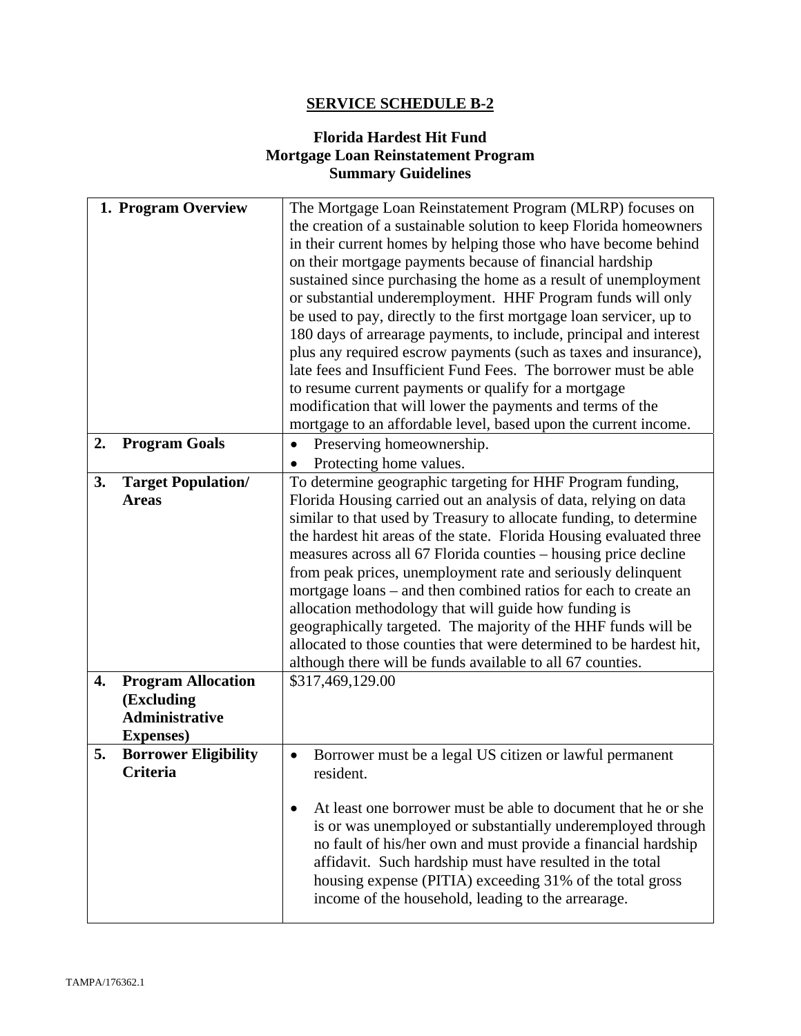# SERVICE SCHEDULE B-2

## Florida Hardest Hit Fund
## Mortgage Loan Reinstatement Program
## Summary Guidelines

| | |
|---|---|
| **1. Program Overview** | The Mortgage Loan Reinstatement Program (MLRP) focuses on the creation of a sustainable solution to keep Florida homeowners in their current homes by helping those who have become behind on their mortgage payments because of financial hardship sustained since purchasing the home as a result of unemployment or substantial underemployment. HHF Program funds will only be used to pay, directly to the first mortgage loan servicer, up to 180 days of arrearage payments, to include, principal and interest plus any required escrow payments (such as taxes and insurance), late fees and Insufficient Fund Fees. The borrower must be able to resume current payments or qualify for a mortgage modification that will lower the payments and terms of the mortgage to an affordable level, based upon the current income. |
| **2. Program Goals** | • Preserving homeownership.<br>• Protecting home values. |
| **3. Target Population/ Areas** | To determine geographic targeting for HHF Program funding, Florida Housing carried out an analysis of data, relying on data similar to that used by Treasury to allocate funding, to determine the hardest hit areas of the state. Florida Housing evaluated three measures across all 67 Florida counties – housing price decline from peak prices, unemployment rate and seriously delinquent mortgage loans – and then combined ratios for each to create an allocation methodology that will guide how funding is geographically targeted. The majority of the HHF funds will be allocated to those counties that were determined to be hardest hit, although there will be funds available to all 67 counties. |
| **4. Program Allocation (Excluding Administrative Expenses)** | $317,469,129.00 |
| **5. Borrower Eligibility Criteria** | • Borrower must be a legal US citizen or lawful permanent resident.<br><br>• At least one borrower must be able to document that he or she is or was unemployed or substantially underemployed through no fault of his/her own and must provide a financial hardship affidavit. Such hardship must have resulted in the total housing expense (PITIA) exceeding 31% of the total gross income of the household, leading to the arrearage. |

TAMPA/176362.1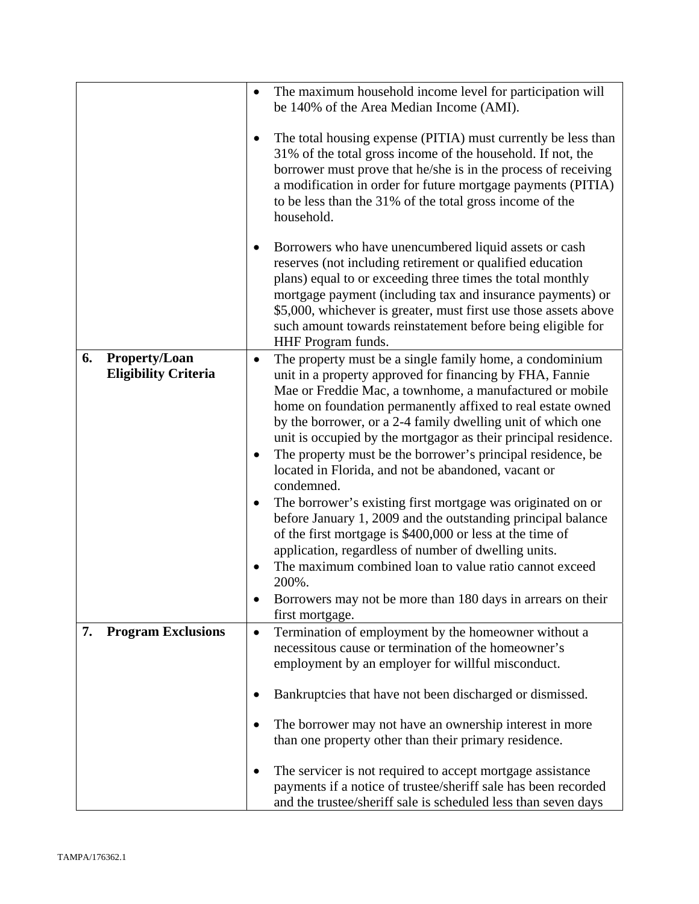| | |
|---|---|
| | • The maximum household income level for participation will be 140% of the Area Median Income (AMI).<br><br>• The total housing expense (PITIA) must currently be less than 31% of the total gross income of the household. If not, the borrower must prove that he/she is in the process of receiving a modification in order for future mortgage payments (PITIA) to be less than the 31% of the total gross income of the household.<br><br>• Borrowers who have unencumbered liquid assets or cash reserves (not including retirement or qualified education plans) equal to or exceeding three times the total monthly mortgage payment (including tax and insurance payments) or $5,000, whichever is greater, must first use those assets above such amount towards reinstatement before being eligible for HHF Program funds. |
| **6. Property/Loan Eligibility Criteria** | • The property must be a single family home, a condominium unit in a property approved for financing by FHA, Fannie Mae or Freddie Mac, a townhome, a manufactured or mobile home on foundation permanently affixed to real estate owned by the borrower, or a 2-4 family dwelling unit of which one unit is occupied by the mortgagor as their principal residence.<br>• The property must be the borrower's principal residence, be located in Florida, and not be abandoned, vacant or condemned.<br>• The borrower's existing first mortgage was originated on or before January 1, 2009 and the outstanding principal balance of the first mortgage is $400,000 or less at the time of application, regardless of number of dwelling units.<br>• The maximum combined loan to value ratio cannot exceed 200%.<br>• Borrowers may not be more than 180 days in arrears on their first mortgage. |
| **7. Program Exclusions** | • Termination of employment by the homeowner without a necessitous cause or termination of the homeowner's employment by an employer for willful misconduct.<br><br>• Bankruptcies that have not been discharged or dismissed.<br><br>• The borrower may not have an ownership interest in more than one property other than their primary residence.<br><br>• The servicer is not required to accept mortgage assistance payments if a notice of trustee/sheriff sale has been recorded and the trustee/sheriff sale is scheduled less than seven days |

TAMPA/176362.1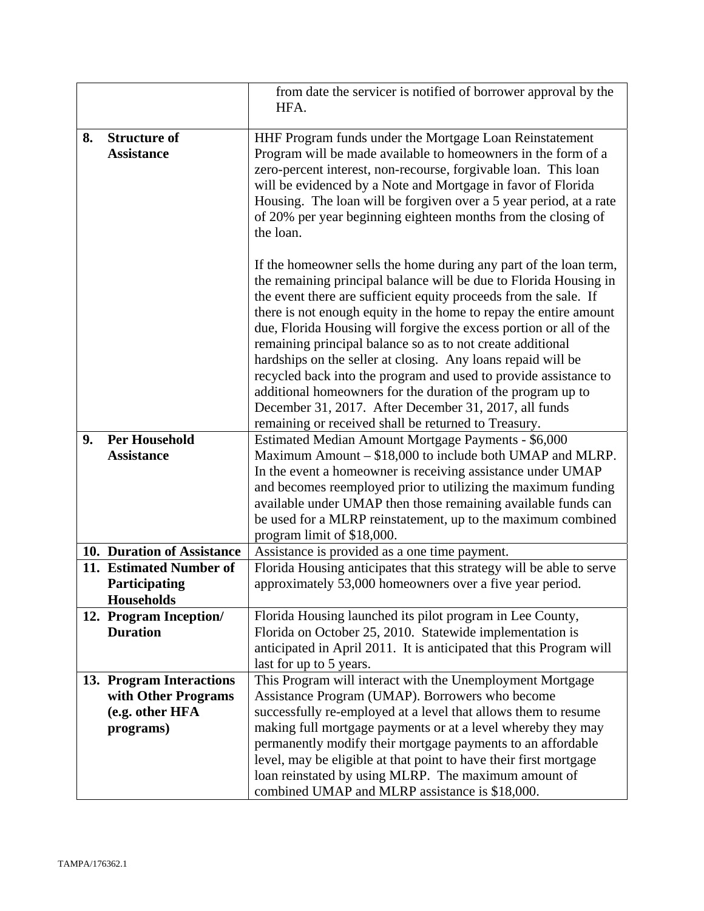| | |
|---|---|
| | from date the servicer is notified of borrower approval by the HFA. |
| **8. Structure of Assistance** | HHF Program funds under the Mortgage Loan Reinstatement Program will be made available to homeowners in the form of a zero-percent interest, non-recourse, forgivable loan. This loan will be evidenced by a Note and Mortgage in favor of Florida Housing. The loan will be forgiven over a 5 year period, at a rate of 20% per year beginning eighteen months from the closing of the loan.<br><br>If the homeowner sells the home during any part of the loan term, the remaining principal balance will be due to Florida Housing in the event there are sufficient equity proceeds from the sale. If there is not enough equity in the home to repay the entire amount due, Florida Housing will forgive the excess portion or all of the remaining principal balance so as to not create additional hardships on the seller at closing. Any loans repaid will be recycled back into the program and used to provide assistance to additional homeowners for the duration of the program up to December 31, 2017. After December 31, 2017, all funds remaining or received shall be returned to Treasury. |
| **9. Per Household Assistance** | Estimated Median Amount Mortgage Payments - $6,000<br>Maximum Amount – $18,000 to include both UMAP and MLRP. In the event a homeowner is receiving assistance under UMAP and becomes reemployed prior to utilizing the maximum funding available under UMAP then those remaining available funds can be used for a MLRP reinstatement, up to the maximum combined program limit of $18,000. |
| **10. Duration of Assistance** | Assistance is provided as a one time payment. |
| **11. Estimated Number of Participating Households** | Florida Housing anticipates that this strategy will be able to serve approximately 53,000 homeowners over a five year period. |
| **12. Program Inception/ Duration** | Florida Housing launched its pilot program in Lee County, Florida on October 25, 2010. Statewide implementation is anticipated in April 2011. It is anticipated that this Program will last for up to 5 years. |
| **13. Program Interactions with Other Programs (e.g. other HFA programs)** | This Program will interact with the Unemployment Mortgage Assistance Program (UMAP). Borrowers who become successfully re-employed at a level that allows them to resume making full mortgage payments or at a level whereby they may permanently modify their mortgage payments to an affordable level, may be eligible at that point to have their first mortgage loan reinstated by using MLRP. The maximum amount of combined UMAP and MLRP assistance is $18,000. |

TAMPA/176362.1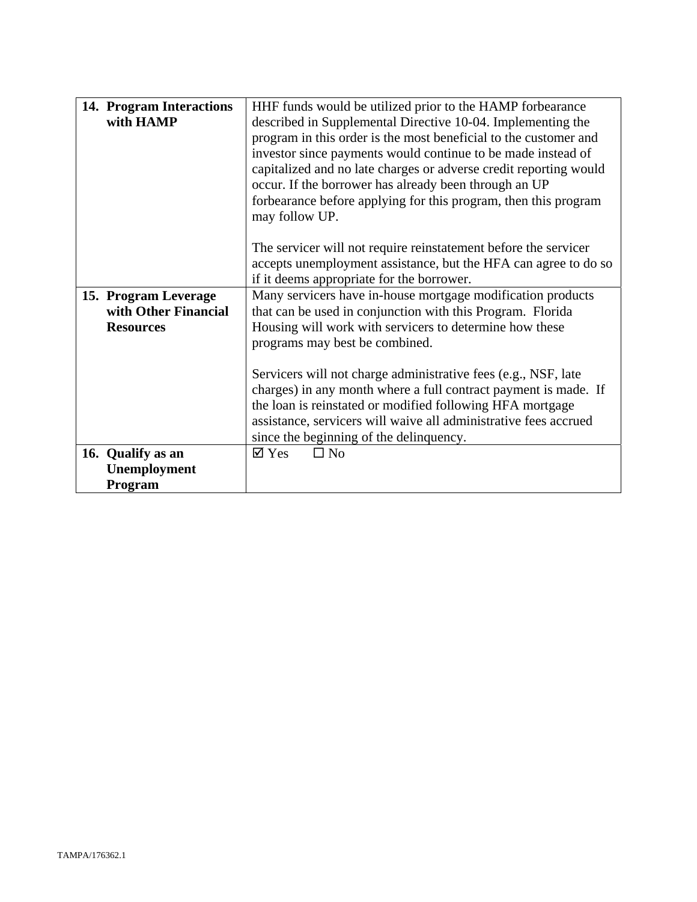| | |
|---|---|
| **14. Program Interactions with HAMP** | HHF funds would be utilized prior to the HAMP forbearance described in Supplemental Directive 10-04. Implementing the program in this order is the most beneficial to the customer and investor since payments would continue to be made instead of capitalized and no late charges or adverse credit reporting would occur. If the borrower has already been through an UP forbearance before applying for this program, then this program may follow UP.<br><br>The servicer will not require reinstatement before the servicer accepts unemployment assistance, but the HFA can agree to do so if it deems appropriate for the borrower. |
| **15. Program Leverage with Other Financial Resources** | Many servicers have in-house mortgage modification products that can be used in conjunction with this Program. Florida Housing will work with servicers to determine how these programs may best be combined.<br><br>Servicers will not charge administrative fees (e.g., NSF, late charges) in any month where a full contract payment is made. If the loan is reinstated or modified following HFA mortgage assistance, servicers will waive all administrative fees accrued since the beginning of the delinquency. |
| **16. Qualify as an Unemployment Program** | ☑ Yes ☐ No |

TAMPA/176362.1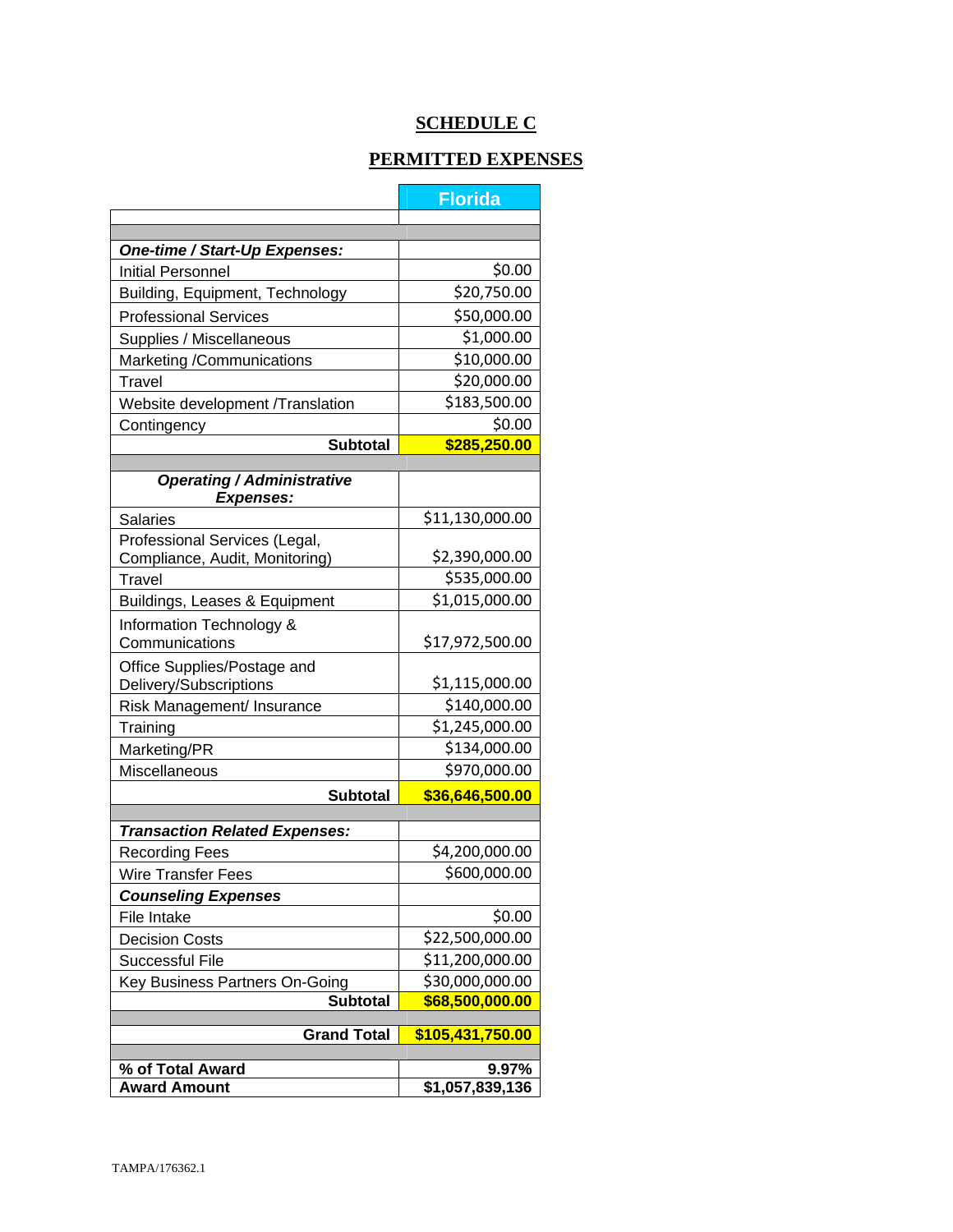## SCHEDULE C

## PERMITTED EXPENSES

| | Florida |
|---|---|
| | |
| ***One-time / Start-Up Expenses:*** | |
| Initial Personnel | $0.00 |
| Building, Equipment, Technology | $20,750.00 |
| Professional Services | $50,000.00 |
| Supplies / Miscellaneous | $1,000.00 |
| Marketing /Communications | $10,000.00 |
| Travel | $20,000.00 |
| Website development /Translation | $183,500.00 |
| Contingency | $0.00 |
| **Subtotal** | **$285,250.00** |
| | |
| ***Operating / Administrative Expenses:*** | |
| Salaries | $11,130,000.00 |
| Professional Services (Legal, Compliance, Audit, Monitoring) | $2,390,000.00 |
| Travel | $535,000.00 |
| Buildings, Leases & Equipment | $1,015,000.00 |
| Information Technology & Communications | $17,972,500.00 |
| Office Supplies/Postage and Delivery/Subscriptions | $1,115,000.00 |
| Risk Management/ Insurance | $140,000.00 |
| Training | $1,245,000.00 |
| Marketing/PR | $134,000.00 |
| Miscellaneous | $970,000.00 |
| **Subtotal** | **$36,646,500.00** |
| | |
| ***Transaction Related Expenses:*** | |
| Recording Fees | $4,200,000.00 |
| Wire Transfer Fees | $600,000.00 |
| ***Counseling Expenses*** | |
| File Intake | $0.00 |
| Decision Costs | $22,500,000.00 |
| Successful File | $11,200,000.00 |
| Key Business Partners On-Going | $30,000,000.00 |
| **Subtotal** | **$68,500,000.00** |
| | |
| **Grand Total** | **$105,431,750.00** |
| | |
| **% of Total Award** | **9.97%** |
| **Award Amount** | **$1,057,839,136** |

TAMPA/176362.1